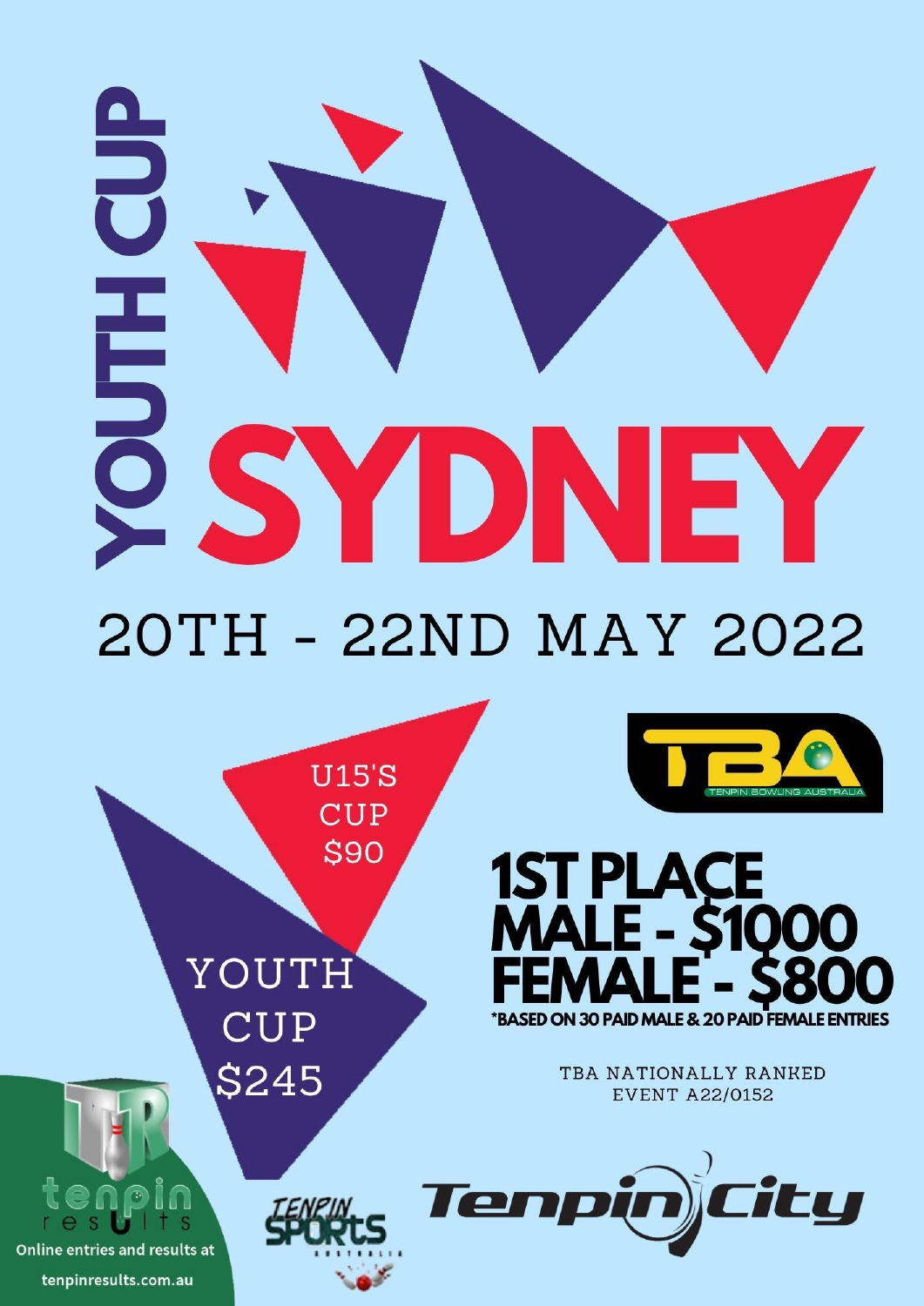# YOUTH CUP SYDNEY

## 20TH - 22ND MAY 2022

U15'S CUP $90

YOUTH CUP $245

TBA
TENPIN BOWLING AUSTRALIA

## 1ST PLACE
## MALE - $1000
## FEMALE - $800

*BASED ON 30 PAID MALE & 20 PAID FEMALE ENTRIES

TBA NATIONALLY RANKED EVENT A22/0152

tenpin results

Online entries and results at tenpinresults.com.au

TENPIN SPORTS AUSTRALIA

Tenpin City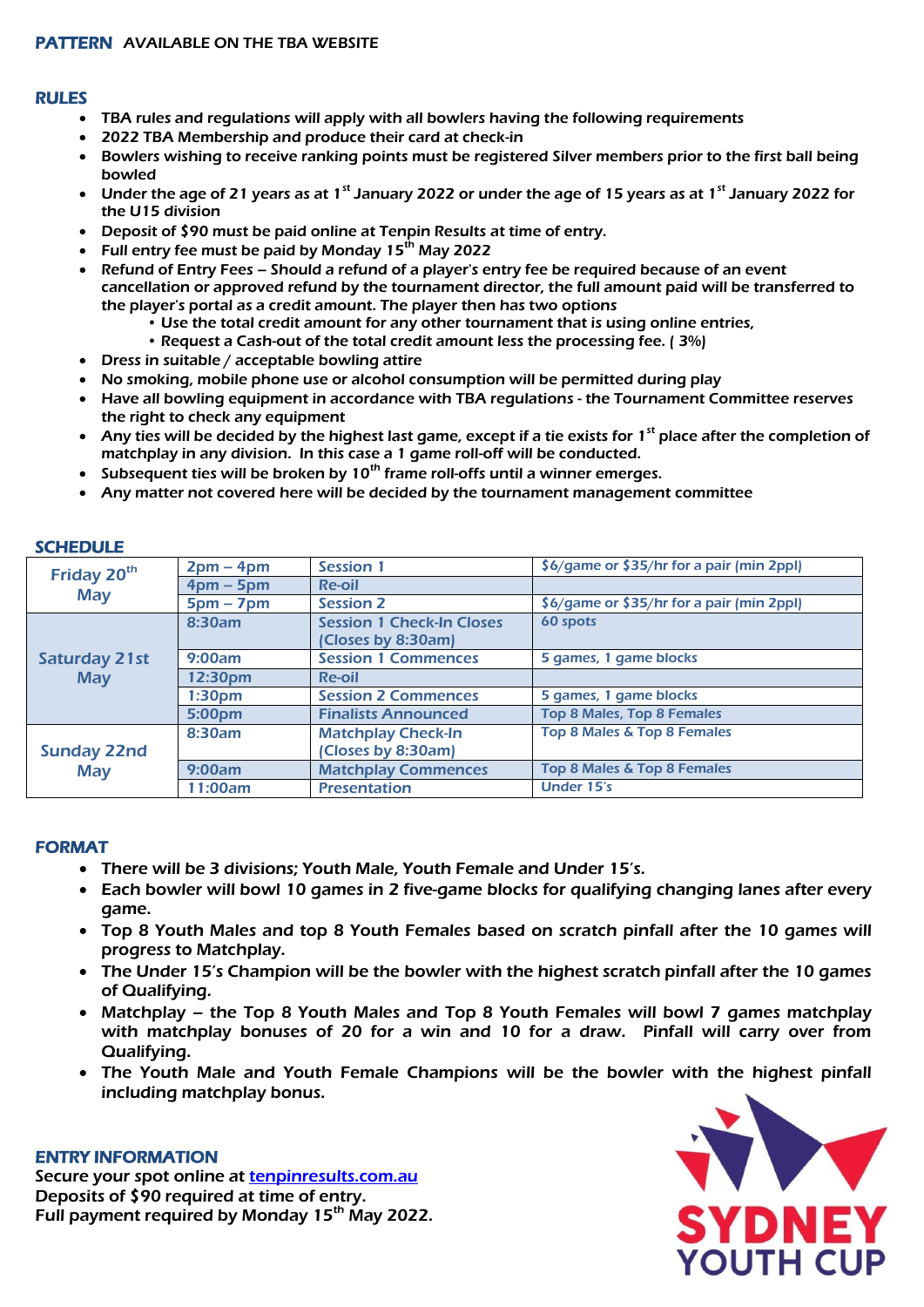**PATTERN** AVAILABLE ON THE TBA WEBSITE

## RULES

- TBA rules and regulations will apply with all bowlers having the following requirements
- 2022 TBA Membership and produce their card at check-in
- Bowlers wishing to receive ranking points must be registered Silver members prior to the first ball being bowled
- Under the age of 21 years as at 1st January 2022 or under the age of 15 years as at 1st January 2022 for the U15 division
- Deposit of $90 must be paid online at Tenpin Results at time of entry.
- Full entry fee must be paid by Monday 15th May 2022
- Refund of Entry Fees – Should a refund of a player's entry fee be required because of an event cancellation or approved refund by the tournament director, the full amount paid will be transferred to the player's portal as a credit amount. The player then has two options
    - Use the total credit amount for any other tournament that is using online entries,
    - Request a Cash-out of the total credit amount less the processing fee. ( 3%)
- Dress in suitable / acceptable bowling attire
- No smoking, mobile phone use or alcohol consumption will be permitted during play
- Have all bowling equipment in accordance with TBA regulations - the Tournament Committee reserves the right to check any equipment
- Any ties will be decided by the highest last game, except if a tie exists for 1st place after the completion of matchplay in any division. In this case a 1 game roll-off will be conducted.
- Subsequent ties will be broken by 10th frame roll-offs until a winner emerges.
- Any matter not covered here will be decided by the tournament management committee

## SCHEDULE

| Day | Time | Event | Details |
|---|---|---|---|
| Friday 20th May | 2pm – 4pm | Session 1 | $6/game or $35/hr for a pair (min 2ppl) |
| | 4pm – 5pm | Re-oil | |
| | 5pm – 7pm | Session 2 | $6/game or $35/hr for a pair (min 2ppl) |
| Saturday 21st May | 8:30am | Session 1 Check-In Closes (Closes by 8:30am) | 60 spots |
| | 9:00am | Session 1 Commences | 5 games, 1 game blocks |
| | 12:30pm | Re-oil | |
| | 1:30pm | Session 2 Commences | 5 games, 1 game blocks |
| | 5:00pm | Finalists Announced | Top 8 Males, Top 8 Females |
| Sunday 22nd May | 8:30am | Matchplay Check-In (Closes by 8:30am) | Top 8 Males & Top 8 Females |
| | 9:00am | Matchplay Commences | Top 8 Males & Top 8 Females |
| | 11:00am | Presentation | Under 15's |

## FORMAT

- There will be 3 divisions; Youth Male, Youth Female and Under 15's.
- Each bowler will bowl 10 games in 2 five-game blocks for qualifying changing lanes after every game.
- Top 8 Youth Males and top 8 Youth Females based on scratch pinfall after the 10 games will progress to Matchplay.
- The Under 15's Champion will be the bowler with the highest scratch pinfall after the 10 games of Qualifying.
- Matchplay – the Top 8 Youth Males and Top 8 Youth Females will bowl 7 games matchplay with matchplay bonuses of 20 for a win and 10 for a draw. Pinfall will carry over from Qualifying.
- The Youth Male and Youth Female Champions will be the bowler with the highest pinfall including matchplay bonus.

## ENTRY INFORMATION

Secure your spot online at tenpinresults.com.au
Deposits of $90 required at time of entry.
Full payment required by Monday 15th May 2022.

SYDNEY YOUTH CUP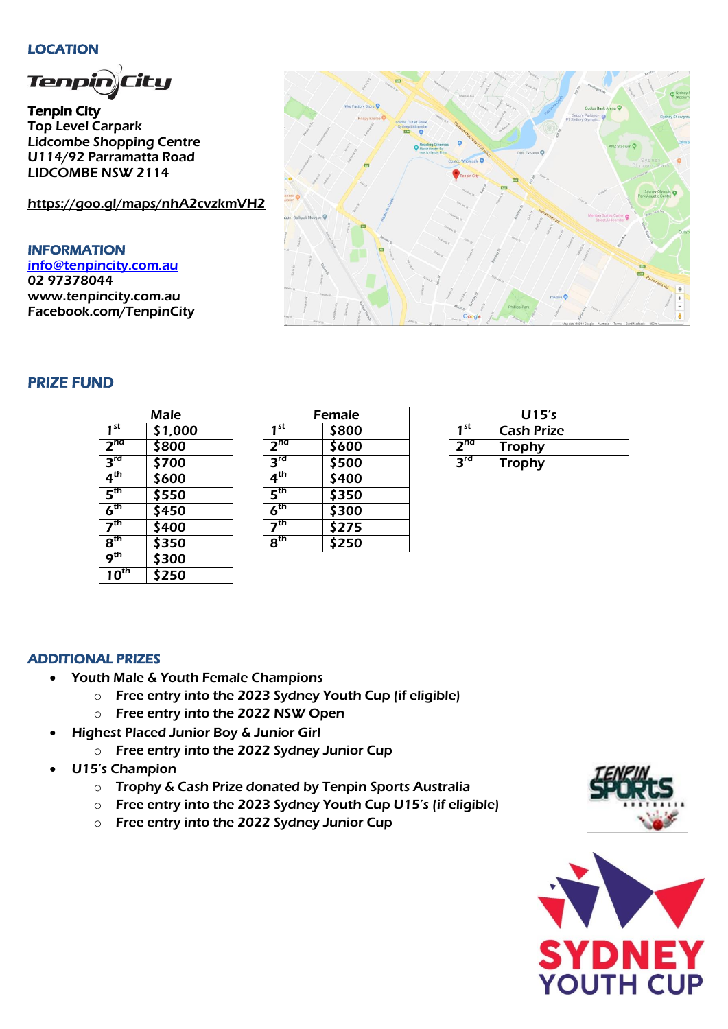## LOCATION

**Tenpin City**
Top Level Carpark
Lidcombe Shopping Centre
U114/92 Parramatta Road
LIDCOMBE NSW 2114

https://goo.gl/maps/nhA2cvzkmVH2

## INFORMATION

info@tenpincity.com.au
02 97378044
www.tenpincity.com.au
Facebook.com/TenpinCity

## PRIZE FUND

| Male | |
|---|---|
| 1st | $1,000 |
| 2nd | $800 |
| 3rd | $700 |
| 4th | $600 |
| 5th | $550 |
| 6th | $450 |
| 7th | $400 |
| 8th | $350 |
| 9th | $300 |
| 10th | $250 |

| Female | |
|---|---|
| 1st | $800 |
| 2nd | $600 |
| 3rd | $500 |
| 4th | $400 |
| 5th | $350 |
| 6th | $300 |
| 7th | $275 |
| 8th | $250 |

| U15's | |
|---|---|
| 1st | Cash Prize |
| 2nd | Trophy |
| 3rd | Trophy |

## ADDITIONAL PRIZES

- Youth Male & Youth Female Champions
  - Free entry into the 2023 Sydney Youth Cup (if eligible)
  - Free entry into the 2022 NSW Open
- Highest Placed Junior Boy & Junior Girl
  - Free entry into the 2022 Sydney Junior Cup
- U15's Champion
  - Trophy & Cash Prize donated by Tenpin Sports Australia
  - Free entry into the 2023 Sydney Youth Cup U15's (if eligible)
  - Free entry into the 2022 Sydney Junior Cup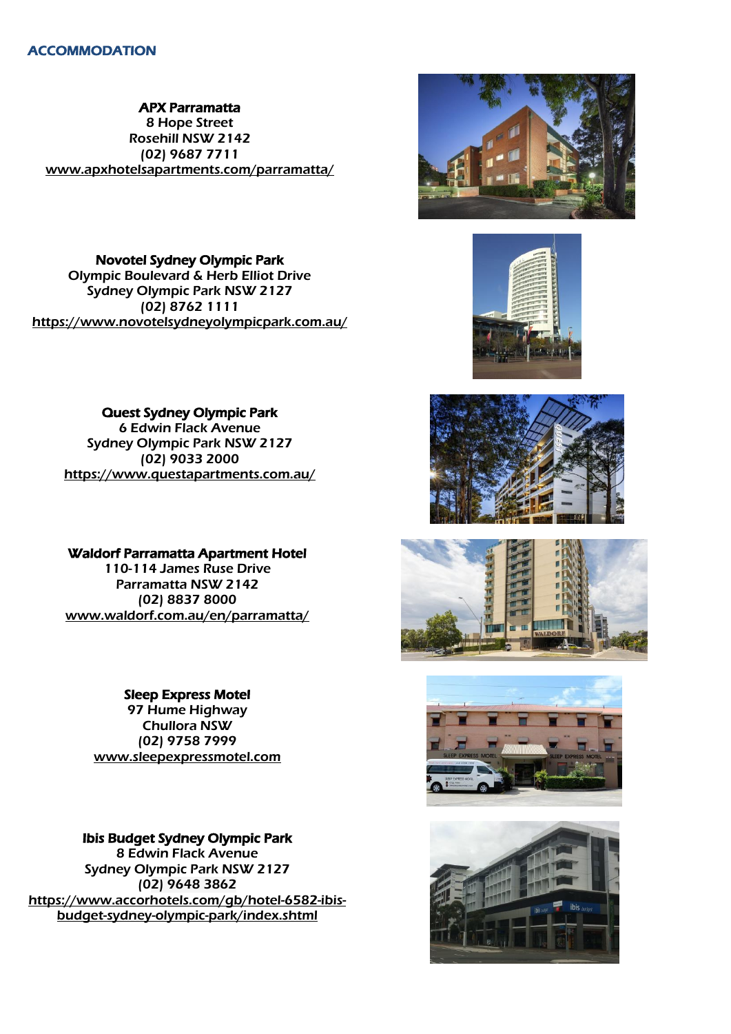## ACCOMMODATION

**APX Parramatta**
8 Hope Street
Rosehill NSW 2142
(02) 9687 7711
www.apxhotelsapartments.com/parramatta/

**Novotel Sydney Olympic Park**
Olympic Boulevard & Herb Elliot Drive
Sydney Olympic Park NSW 2127
(02) 8762 1111
https://www.novotelsydneyolympicpark.com.au/

**Quest Sydney Olympic Park**
6 Edwin Flack Avenue
Sydney Olympic Park NSW 2127
(02) 9033 2000
https://www.questapartments.com.au/

**Waldorf Parramatta Apartment Hotel**
110-114 James Ruse Drive
Parramatta NSW 2142
(02) 8837 8000
www.waldorf.com.au/en/parramatta/

**Sleep Express Motel**
97 Hume Highway
Chullora NSW
(02) 9758 7999
www.sleepexpressmotel.com

**Ibis Budget Sydney Olympic Park**
8 Edwin Flack Avenue
Sydney Olympic Park NSW 2127
(02) 9648 3862
https://www.accorhotels.com/gb/hotel-6582-ibis-budget-sydney-olympic-park/index.shtml